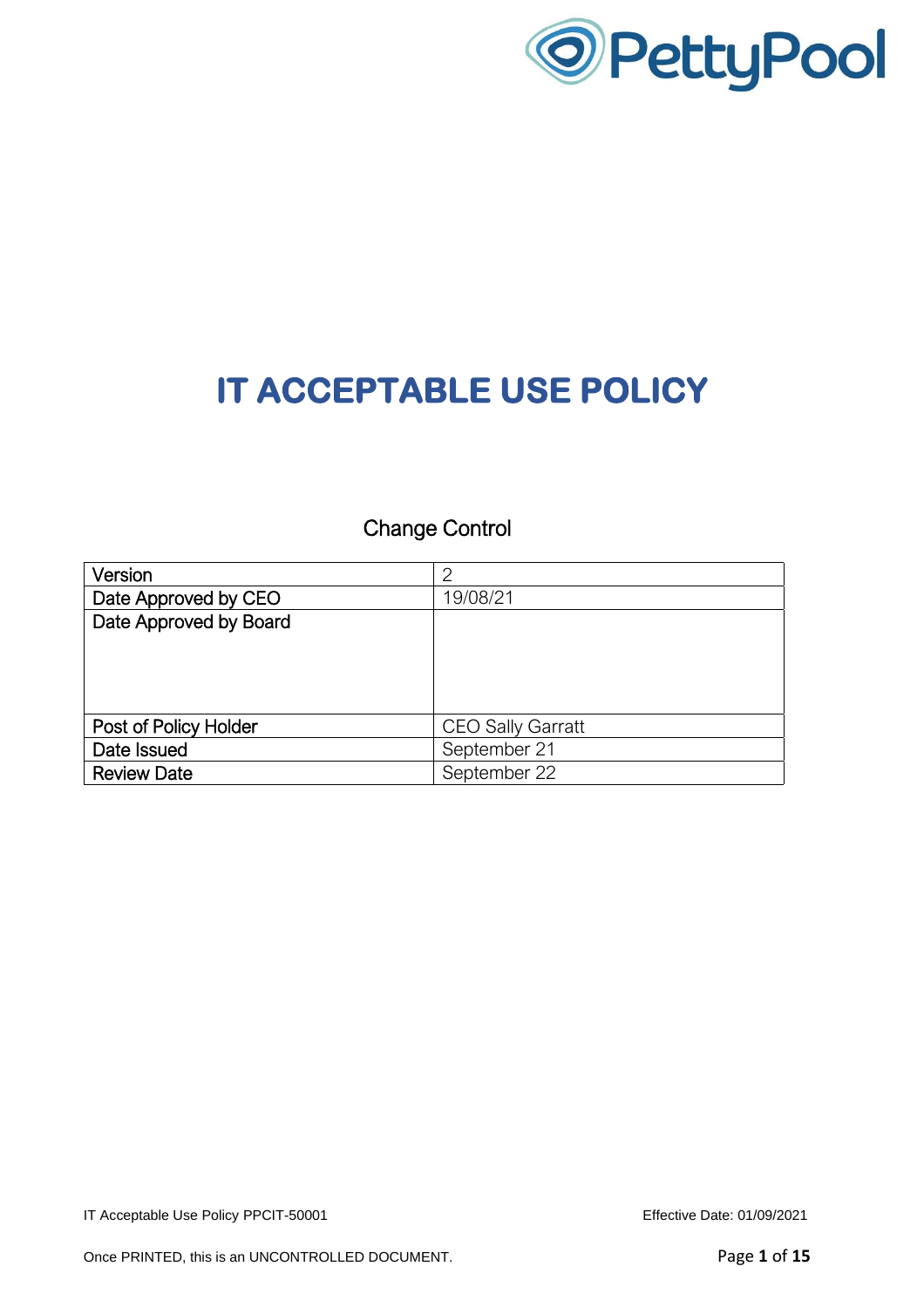PettyPool

# IT ACCEPTABLE USE POLICY

## Change Control

| Version | 2 |
| --- | --- |
| Date Approved by CEO | 19/08/21 |
| Date Approved by Board | |
| Post of Policy Holder | CEO Sally Garratt |
| Date Issued | September 21 |
| Review Date | September 22 |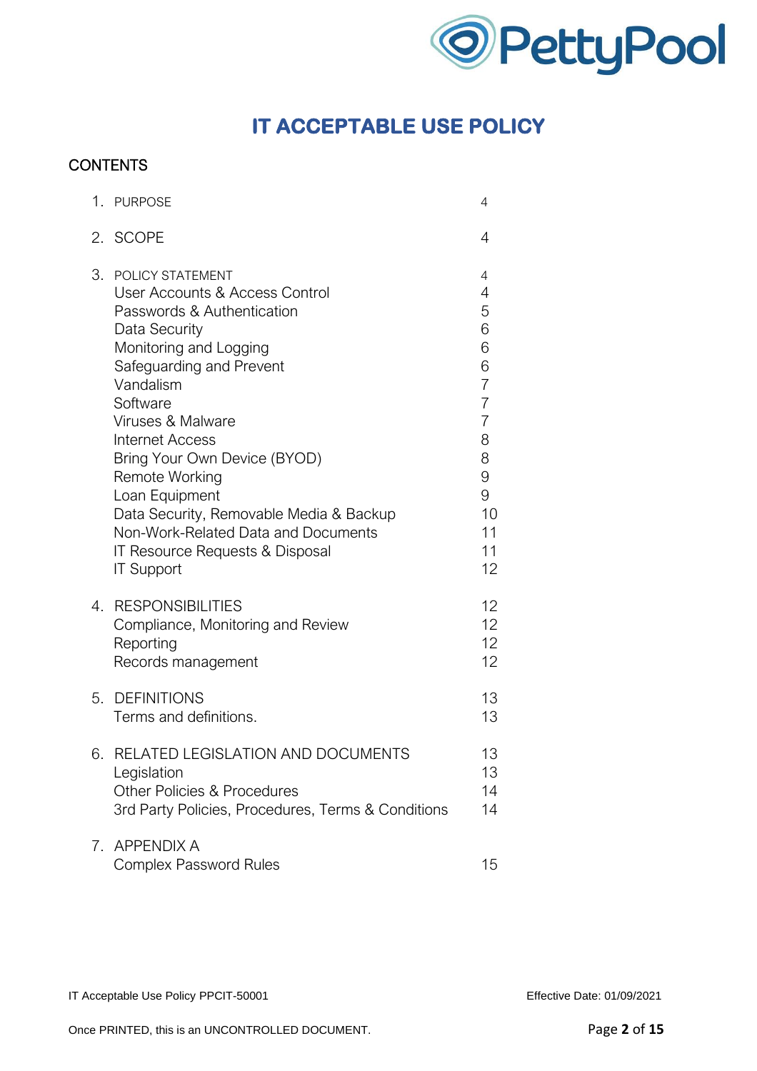# IT ACCEPTABLE USE POLICY

## CONTENTS

| | |
|---|---|
| 1. PURPOSE | 4 |
| 2. SCOPE | 4 |
| 3. POLICY STATEMENT | 4 |
| User Accounts & Access Control | 4 |
| Passwords & Authentication | 5 |
| Data Security | 6 |
| Monitoring and Logging | 6 |
| Safeguarding and Prevent | 6 |
| Vandalism | 7 |
| Software | 7 |
| Viruses & Malware | 7 |
| Internet Access | 8 |
| Bring Your Own Device (BYOD) | 8 |
| Remote Working | 9 |
| Loan Equipment | 9 |
| Data Security, Removable Media & Backup | 10 |
| Non-Work-Related Data and Documents | 11 |
| IT Resource Requests & Disposal | 11 |
| IT Support | 12 |
| 4. RESPONSIBILITIES | 12 |
| Compliance, Monitoring and Review | 12 |
| Reporting | 12 |
| Records management | 12 |
| 5. DEFINITIONS | 13 |
| Terms and definitions. | 13 |
| 6. RELATED LEGISLATION AND DOCUMENTS | 13 |
| Legislation | 13 |
| Other Policies & Procedures | 14 |
| 3rd Party Policies, Procedures, Terms & Conditions | 14 |
| 7. APPENDIX A | |
| Complex Password Rules | 15 |

IT Acceptable Use Policy PPCIT-50001 Effective Date: 01/09/2021

Once PRINTED, this is an UNCONTROLLED DOCUMENT.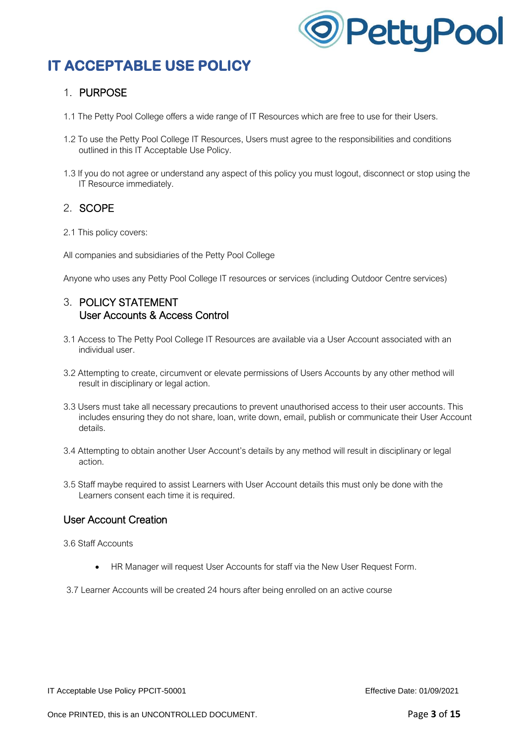# IT ACCEPTABLE USE POLICY

## 1. PURPOSE

1.1 The Petty Pool College offers a wide range of IT Resources which are free to use for their Users.

1.2 To use the Petty Pool College IT Resources, Users must agree to the responsibilities and conditions outlined in this IT Acceptable Use Policy.

1.3 If you do not agree or understand any aspect of this policy you must logout, disconnect or stop using the IT Resource immediately.

## 2. SCOPE

2.1 This policy covers:

All companies and subsidiaries of the Petty Pool College

Anyone who uses any Petty Pool College IT resources or services (including Outdoor Centre services)

## 3. POLICY STATEMENT

### User Accounts & Access Control

3.1 Access to The Petty Pool College IT Resources are available via a User Account associated with an individual user.

3.2 Attempting to create, circumvent or elevate permissions of Users Accounts by any other method will result in disciplinary or legal action.

3.3 Users must take all necessary precautions to prevent unauthorised access to their user accounts. This includes ensuring they do not share, loan, write down, email, publish or communicate their User Account details.

3.4 Attempting to obtain another User Account's details by any method will result in disciplinary or legal action.

3.5 Staff maybe required to assist Learners with User Account details this must only be done with the Learners consent each time it is required.

### User Account Creation

3.6 Staff Accounts

- HR Manager will request User Accounts for staff via the New User Request Form.

3.7 Learner Accounts will be created 24 hours after being enrolled on an active course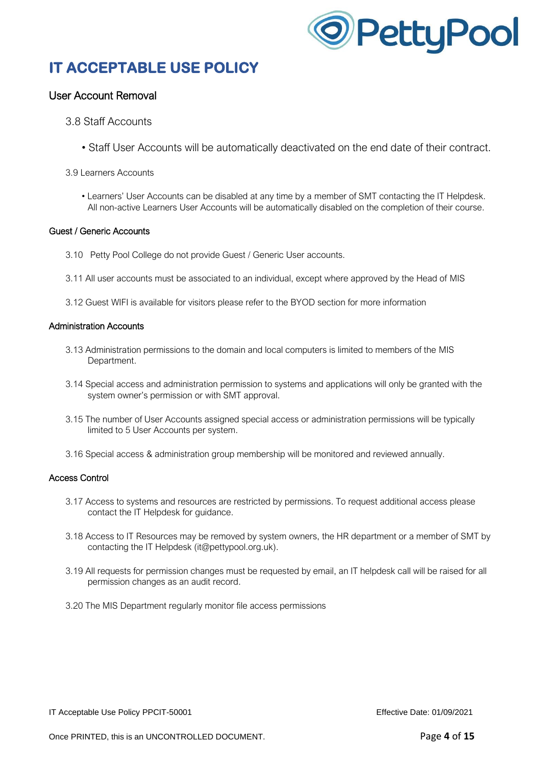# IT ACCEPTABLE USE POLICY

## User Account Removal

### 3.8 Staff Accounts

- Staff User Accounts will be automatically deactivated on the end date of their contract.

3.9 Learners Accounts

- Learners' User Accounts can be disabled at any time by a member of SMT contacting the IT Helpdesk. All non-active Learners User Accounts will be automatically disabled on the completion of their course.

#### Guest / Generic Accounts

3.10 Petty Pool College do not provide Guest / Generic User accounts.

3.11 All user accounts must be associated to an individual, except where approved by the Head of MIS

3.12 Guest WIFI is available for visitors please refer to the BYOD section for more information

#### Administration Accounts

3.13 Administration permissions to the domain and local computers is limited to members of the MIS Department.

3.14 Special access and administration permission to systems and applications will only be granted with the system owner's permission or with SMT approval.

3.15 The number of User Accounts assigned special access or administration permissions will be typically limited to 5 User Accounts per system.

3.16 Special access & administration group membership will be monitored and reviewed annually.

#### Access Control

3.17 Access to systems and resources are restricted by permissions. To request additional access please contact the IT Helpdesk for guidance.

3.18 Access to IT Resources may be removed by system owners, the HR department or a member of SMT by contacting the IT Helpdesk (it@pettypool.org.uk).

3.19 All requests for permission changes must be requested by email, an IT helpdesk call will be raised for all permission changes as an audit record.

3.20 The MIS Department regularly monitor file access permissions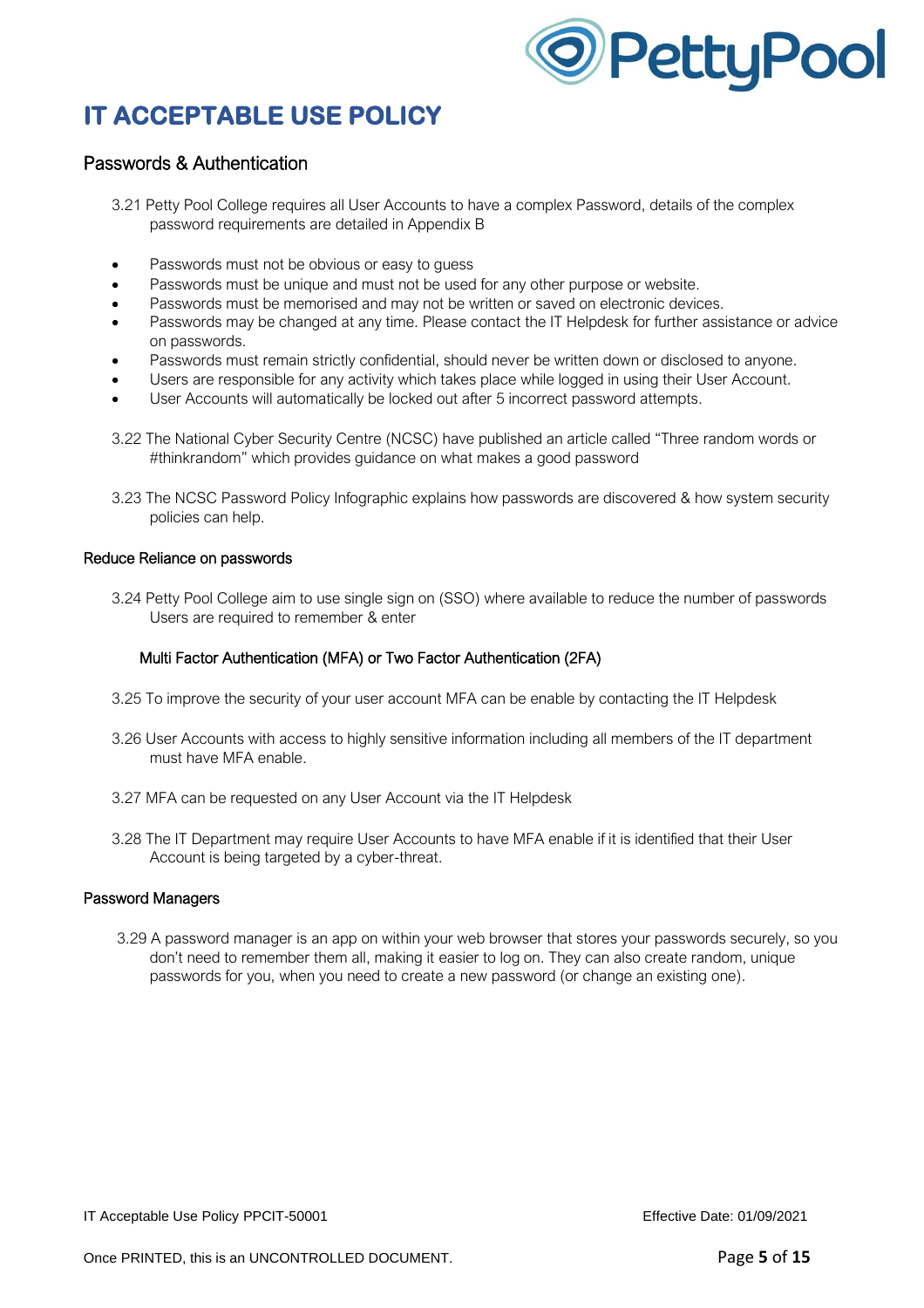# IT ACCEPTABLE USE POLICY

## Passwords & Authentication

3.21 Petty Pool College requires all User Accounts to have a complex Password, details of the complex password requirements are detailed in Appendix B

- Passwords must not be obvious or easy to guess
- Passwords must be unique and must not be used for any other purpose or website.
- Passwords must be memorised and may not be written or saved on electronic devices.
- Passwords may be changed at any time. Please contact the IT Helpdesk for further assistance or advice on passwords.
- Passwords must remain strictly confidential, should never be written down or disclosed to anyone.
- Users are responsible for any activity which takes place while logged in using their User Account.
- User Accounts will automatically be locked out after 5 incorrect password attempts.

3.22 The National Cyber Security Centre (NCSC) have published an article called "Three random words or #thinkrandom" which provides guidance on what makes a good password

3.23 The NCSC Password Policy Infographic explains how passwords are discovered & how system security policies can help.

### Reduce Reliance on passwords

3.24 Petty Pool College aim to use single sign on (SSO) where available to reduce the number of passwords Users are required to remember & enter

#### Multi Factor Authentication (MFA) or Two Factor Authentication (2FA)

3.25 To improve the security of your user account MFA can be enable by contacting the IT Helpdesk

3.26 User Accounts with access to highly sensitive information including all members of the IT department must have MFA enable.

3.27 MFA can be requested on any User Account via the IT Helpdesk

3.28 The IT Department may require User Accounts to have MFA enable if it is identified that their User Account is being targeted by a cyber-threat.

### Password Managers

3.29 A password manager is an app on within your web browser that stores your passwords securely, so you don't need to remember them all, making it easier to log on. They can also create random, unique passwords for you, when you need to create a new password (or change an existing one).

IT Acceptable Use Policy PPCIT-50001 Effective Date: 01/09/2021

Once PRINTED, this is an UNCONTROLLED DOCUMENT.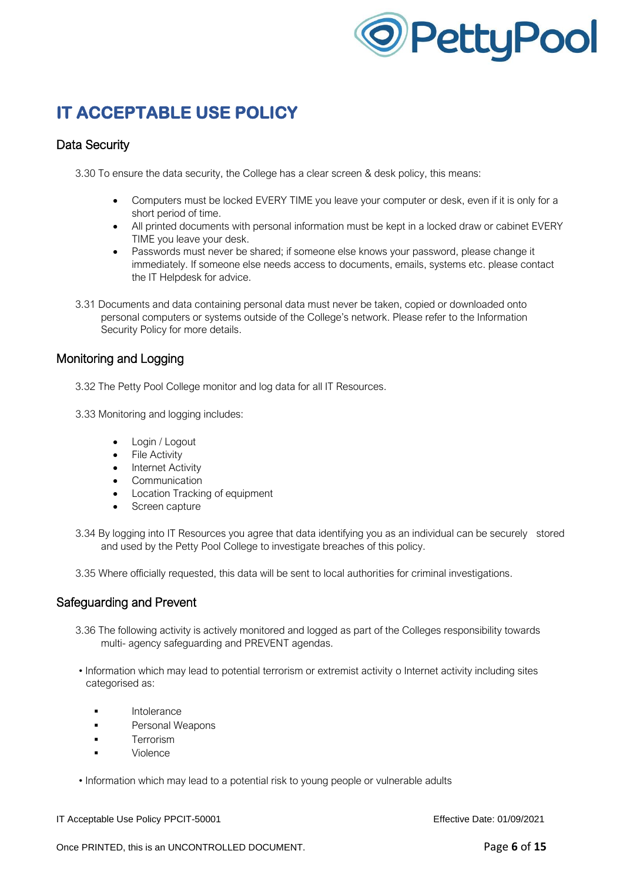# IT ACCEPTABLE USE POLICY

## Data Security

3.30 To ensure the data security, the College has a clear screen & desk policy, this means:

- Computers must be locked EVERY TIME you leave your computer or desk, even if it is only for a short period of time.
- All printed documents with personal information must be kept in a locked draw or cabinet EVERY TIME you leave your desk.
- Passwords must never be shared; if someone else knows your password, please change it immediately. If someone else needs access to documents, emails, systems etc. please contact the IT Helpdesk for advice.

3.31 Documents and data containing personal data must never be taken, copied or downloaded onto personal computers or systems outside of the College's network. Please refer to the Information Security Policy for more details.

## Monitoring and Logging

3.32 The Petty Pool College monitor and log data for all IT Resources.

3.33 Monitoring and logging includes:

- Login / Logout
- File Activity
- Internet Activity
- Communication
- Location Tracking of equipment
- Screen capture

3.34 By logging into IT Resources you agree that data identifying you as an individual can be securely stored and used by the Petty Pool College to investigate breaches of this policy.

3.35 Where officially requested, this data will be sent to local authorities for criminal investigations.

## Safeguarding and Prevent

3.36 The following activity is actively monitored and logged as part of the Colleges responsibility towards multi- agency safeguarding and PREVENT agendas.

- Information which may lead to potential terrorism or extremist activity o Internet activity including sites categorised as:
  - Intolerance
  - Personal Weapons
  - Terrorism
  - Violence
- Information which may lead to a potential risk to young people or vulnerable adults

IT Acceptable Use Policy PPCIT-50001 Effective Date: 01/09/2021

Once PRINTED, this is an UNCONTROLLED DOCUMENT.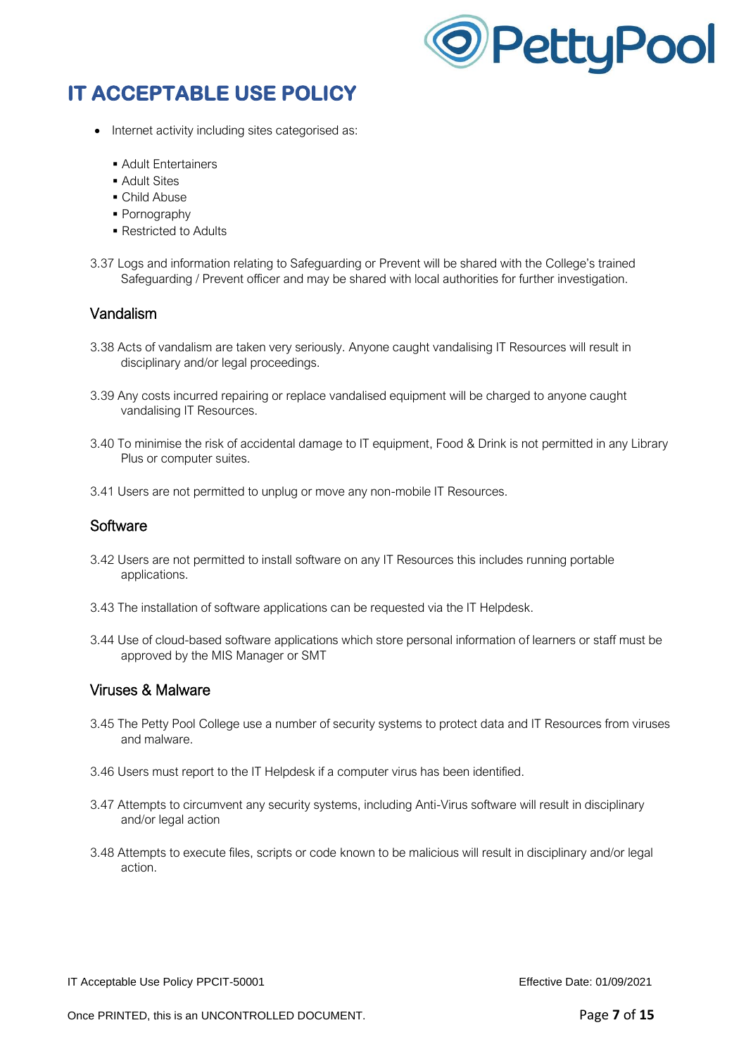# IT ACCEPTABLE USE POLICY

- Internet activity including sites categorised as:
  - Adult Entertainers
  - Adult Sites
  - Child Abuse
  - Pornography
  - Restricted to Adults

3.37 Logs and information relating to Safeguarding or Prevent will be shared with the College's trained Safeguarding / Prevent officer and may be shared with local authorities for further investigation.

## Vandalism

3.38 Acts of vandalism are taken very seriously. Anyone caught vandalising IT Resources will result in disciplinary and/or legal proceedings.

3.39 Any costs incurred repairing or replace vandalised equipment will be charged to anyone caught vandalising IT Resources.

3.40 To minimise the risk of accidental damage to IT equipment, Food & Drink is not permitted in any Library Plus or computer suites.

3.41 Users are not permitted to unplug or move any non-mobile IT Resources.

## Software

3.42 Users are not permitted to install software on any IT Resources this includes running portable applications.

3.43 The installation of software applications can be requested via the IT Helpdesk.

3.44 Use of cloud-based software applications which store personal information of learners or staff must be approved by the MIS Manager or SMT

## Viruses & Malware

3.45 The Petty Pool College use a number of security systems to protect data and IT Resources from viruses and malware.

3.46 Users must report to the IT Helpdesk if a computer virus has been identified.

3.47 Attempts to circumvent any security systems, including Anti-Virus software will result in disciplinary and/or legal action

3.48 Attempts to execute files, scripts or code known to be malicious will result in disciplinary and/or legal action.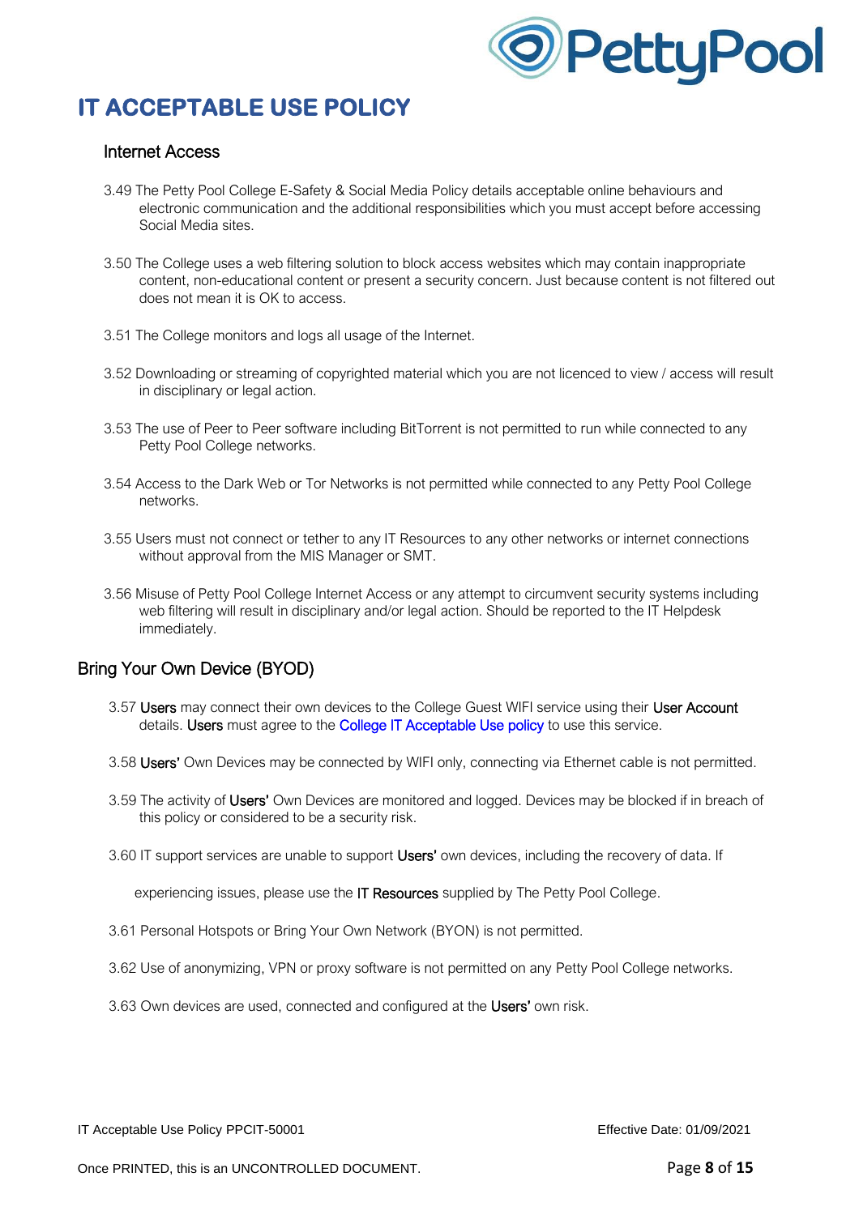# IT ACCEPTABLE USE POLICY

### Internet Access

3.49 The Petty Pool College E-Safety & Social Media Policy details acceptable online behaviours and electronic communication and the additional responsibilities which you must accept before accessing Social Media sites.

3.50 The College uses a web filtering solution to block access websites which may contain inappropriate content, non-educational content or present a security concern. Just because content is not filtered out does not mean it is OK to access.

3.51 The College monitors and logs all usage of the Internet.

3.52 Downloading or streaming of copyrighted material which you are not licenced to view / access will result in disciplinary or legal action.

3.53 The use of Peer to Peer software including BitTorrent is not permitted to run while connected to any Petty Pool College networks.

3.54 Access to the Dark Web or Tor Networks is not permitted while connected to any Petty Pool College networks.

3.55 Users must not connect or tether to any IT Resources to any other networks or internet connections without approval from the MIS Manager or SMT.

3.56 Misuse of Petty Pool College Internet Access or any attempt to circumvent security systems including web filtering will result in disciplinary and/or legal action. Should be reported to the IT Helpdesk immediately.

## Bring Your Own Device (BYOD)

3.57 Users may connect their own devices to the College Guest WIFI service using their User Account details. Users must agree to the College IT Acceptable Use policy to use this service.

3.58 Users' Own Devices may be connected by WIFI only, connecting via Ethernet cable is not permitted.

3.59 The activity of Users' Own Devices are monitored and logged. Devices may be blocked if in breach of this policy or considered to be a security risk.

3.60 IT support services are unable to support Users' own devices, including the recovery of data. If experiencing issues, please use the IT Resources supplied by The Petty Pool College.

3.61 Personal Hotspots or Bring Your Own Network (BYON) is not permitted.

3.62 Use of anonymizing, VPN or proxy software is not permitted on any Petty Pool College networks.

3.63 Own devices are used, connected and configured at the Users' own risk.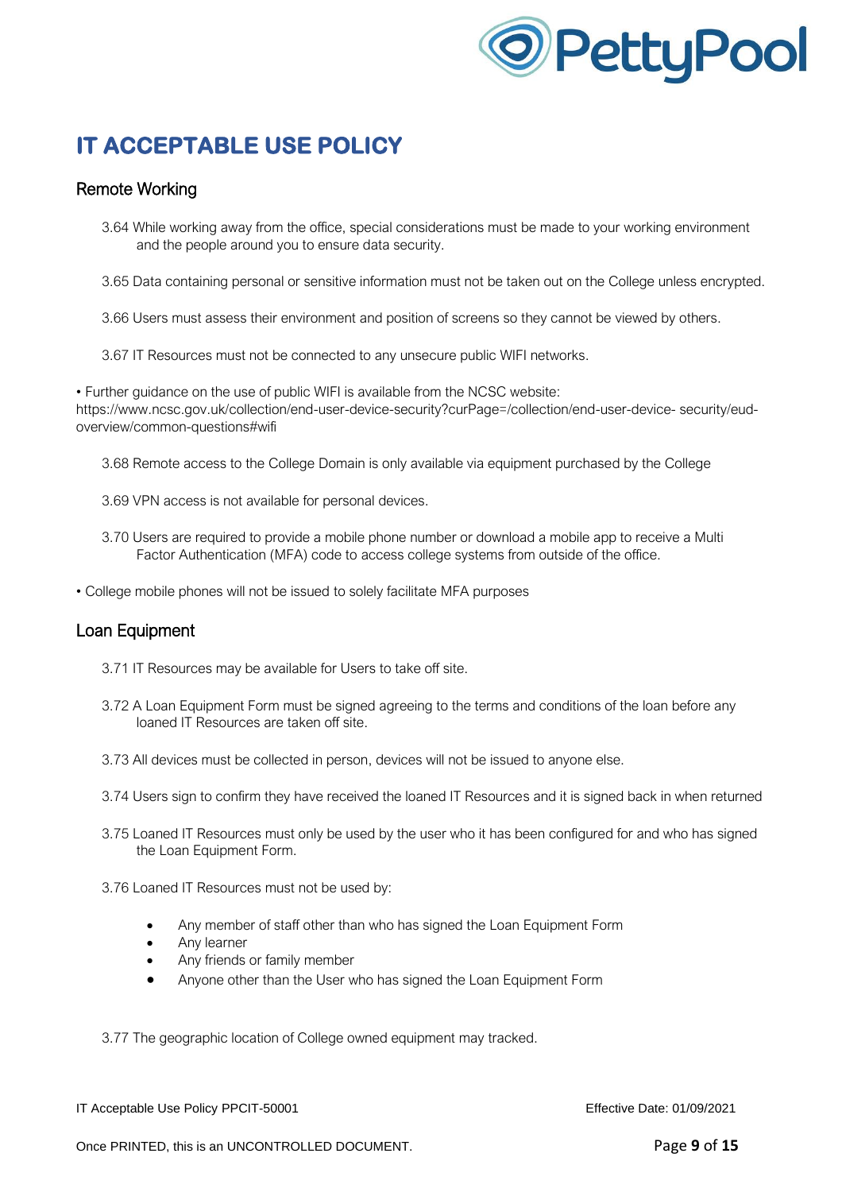# IT ACCEPTABLE USE POLICY

## Remote Working

3.64 While working away from the office, special considerations must be made to your working environment and the people around you to ensure data security.

3.65 Data containing personal or sensitive information must not be taken out on the College unless encrypted.

3.66 Users must assess their environment and position of screens so they cannot be viewed by others.

3.67 IT Resources must not be connected to any unsecure public WIFI networks.

• Further guidance on the use of public WIFI is available from the NCSC website: https://www.ncsc.gov.uk/collection/end-user-device-security?curPage=/collection/end-user-device- security/eud-overview/common-questions#wifi

3.68 Remote access to the College Domain is only available via equipment purchased by the College

3.69 VPN access is not available for personal devices.

3.70 Users are required to provide a mobile phone number or download a mobile app to receive a Multi Factor Authentication (MFA) code to access college systems from outside of the office.

• College mobile phones will not be issued to solely facilitate MFA purposes

## Loan Equipment

3.71 IT Resources may be available for Users to take off site.

3.72 A Loan Equipment Form must be signed agreeing to the terms and conditions of the loan before any loaned IT Resources are taken off site.

3.73 All devices must be collected in person, devices will not be issued to anyone else.

3.74 Users sign to confirm they have received the loaned IT Resources and it is signed back in when returned

3.75 Loaned IT Resources must only be used by the user who it has been configured for and who has signed the Loan Equipment Form.

3.76 Loaned IT Resources must not be used by:

- Any member of staff other than who has signed the Loan Equipment Form
- Any learner
- Any friends or family member
- Anyone other than the User who has signed the Loan Equipment Form

3.77 The geographic location of College owned equipment may tracked.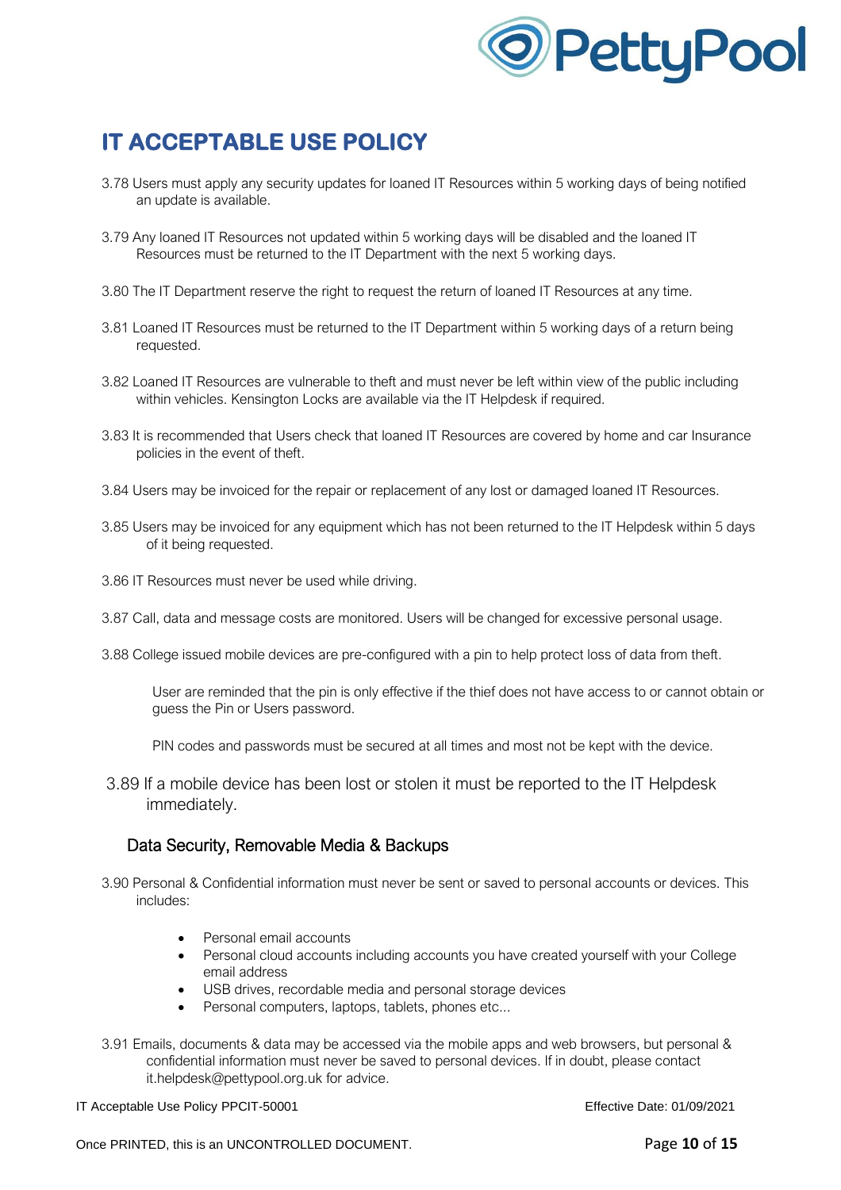# IT ACCEPTABLE USE POLICY

3.78 Users must apply any security updates for loaned IT Resources within 5 working days of being notified an update is available.

3.79 Any loaned IT Resources not updated within 5 working days will be disabled and the loaned IT Resources must be returned to the IT Department with the next 5 working days.

3.80 The IT Department reserve the right to request the return of loaned IT Resources at any time.

3.81 Loaned IT Resources must be returned to the IT Department within 5 working days of a return being requested.

3.82 Loaned IT Resources are vulnerable to theft and must never be left within view of the public including within vehicles. Kensington Locks are available via the IT Helpdesk if required.

3.83 It is recommended that Users check that loaned IT Resources are covered by home and car Insurance policies in the event of theft.

3.84 Users may be invoiced for the repair or replacement of any lost or damaged loaned IT Resources.

3.85 Users may be invoiced for any equipment which has not been returned to the IT Helpdesk within 5 days of it being requested.

3.86 IT Resources must never be used while driving.

3.87 Call, data and message costs are monitored. Users will be changed for excessive personal usage.

3.88 College issued mobile devices are pre-configured with a pin to help protect loss of data from theft.

User are reminded that the pin is only effective if the thief does not have access to or cannot obtain or guess the Pin or Users password.

PIN codes and passwords must be secured at all times and most not be kept with the device.

3.89 If a mobile device has been lost or stolen it must be reported to the IT Helpdesk immediately.

## Data Security, Removable Media & Backups

3.90 Personal & Confidential information must never be sent or saved to personal accounts or devices. This includes:

- Personal email accounts
- Personal cloud accounts including accounts you have created yourself with your College email address
- USB drives, recordable media and personal storage devices
- Personal computers, laptops, tablets, phones etc...

3.91 Emails, documents & data may be accessed via the mobile apps and web browsers, but personal & confidential information must never be saved to personal devices. If in doubt, please contact it.helpdesk@pettypool.org.uk for advice.

IT Acceptable Use Policy PPCIT-50001 Effective Date: 01/09/2021

Once PRINTED, this is an UNCONTROLLED DOCUMENT.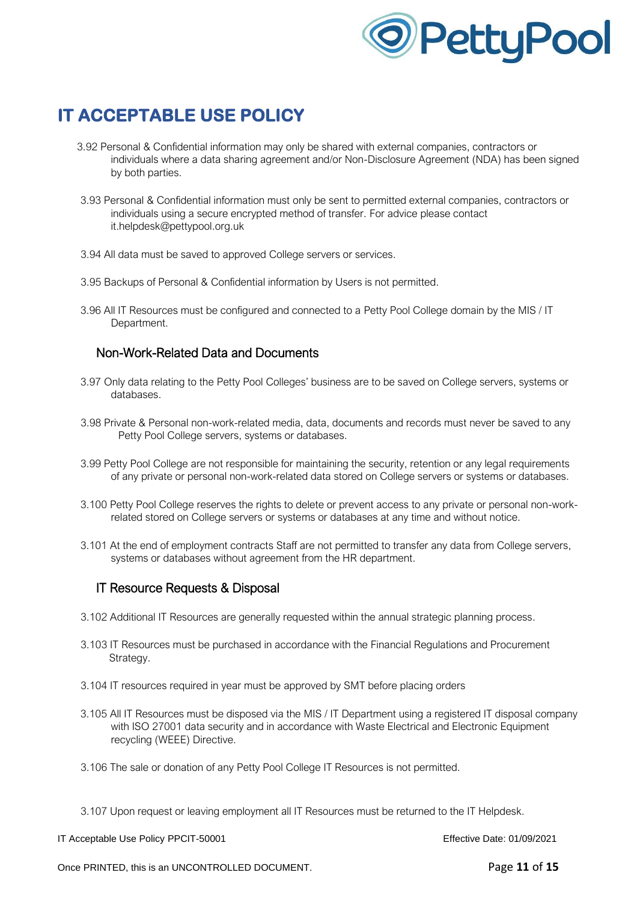# IT ACCEPTABLE USE POLICY

3.92 Personal & Confidential information may only be shared with external companies, contractors or individuals where a data sharing agreement and/or Non-Disclosure Agreement (NDA) has been signed by both parties.

3.93 Personal & Confidential information must only be sent to permitted external companies, contractors or individuals using a secure encrypted method of transfer. For advice please contact it.helpdesk@pettypool.org.uk

3.94 All data must be saved to approved College servers or services.

3.95 Backups of Personal & Confidential information by Users is not permitted.

3.96 All IT Resources must be configured and connected to a Petty Pool College domain by the MIS / IT Department.

## Non-Work-Related Data and Documents

3.97 Only data relating to the Petty Pool Colleges' business are to be saved on College servers, systems or databases.

3.98 Private & Personal non-work-related media, data, documents and records must never be saved to any Petty Pool College servers, systems or databases.

3.99 Petty Pool College are not responsible for maintaining the security, retention or any legal requirements of any private or personal non-work-related data stored on College servers or systems or databases.

3.100 Petty Pool College reserves the rights to delete or prevent access to any private or personal non-work-related stored on College servers or systems or databases at any time and without notice.

3.101 At the end of employment contracts Staff are not permitted to transfer any data from College servers, systems or databases without agreement from the HR department.

## IT Resource Requests & Disposal

3.102 Additional IT Resources are generally requested within the annual strategic planning process.

3.103 IT Resources must be purchased in accordance with the Financial Regulations and Procurement Strategy.

3.104 IT resources required in year must be approved by SMT before placing orders

3.105 All IT Resources must be disposed via the MIS / IT Department using a registered IT disposal company with ISO 27001 data security and in accordance with Waste Electrical and Electronic Equipment recycling (WEEE) Directive.

3.106 The sale or donation of any Petty Pool College IT Resources is not permitted.

3.107 Upon request or leaving employment all IT Resources must be returned to the IT Helpdesk.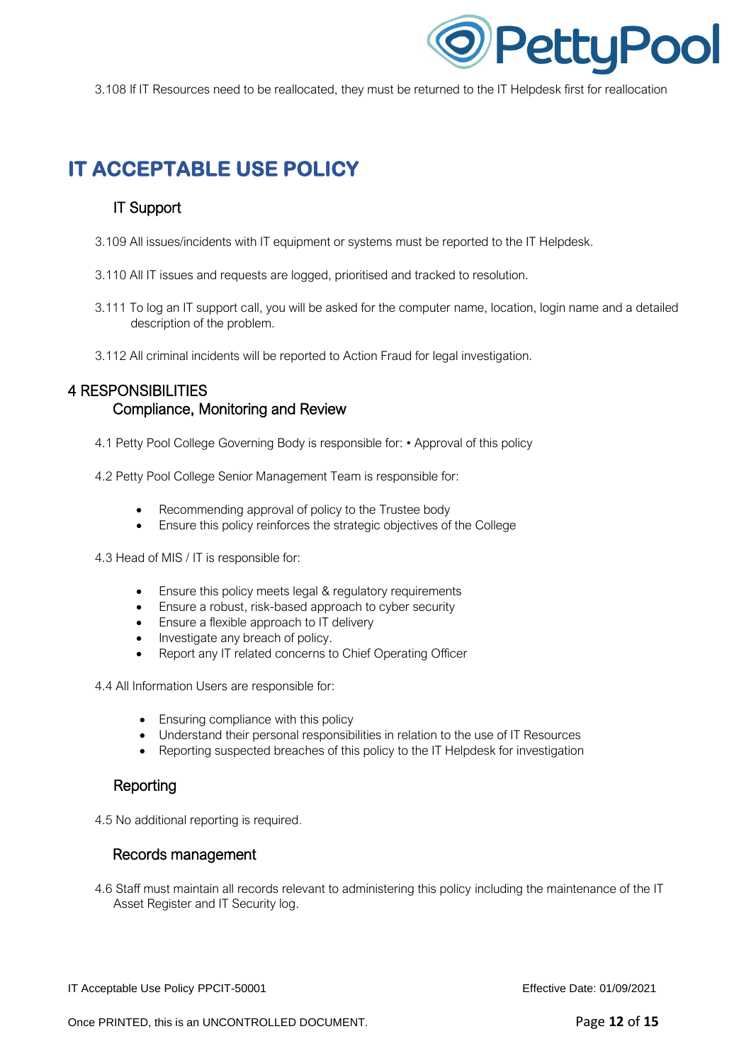3.108 If IT Resources need to be reallocated, they must be returned to the IT Helpdesk first for reallocation

# IT ACCEPTABLE USE POLICY

### IT Support

3.109 All issues/incidents with IT equipment or systems must be reported to the IT Helpdesk.

3.110 All IT issues and requests are logged, prioritised and tracked to resolution.

3.111 To log an IT support call, you will be asked for the computer name, location, login name and a detailed description of the problem.

3.112 All criminal incidents will be reported to Action Fraud for legal investigation.

## 4 RESPONSIBILITIES

### Compliance, Monitoring and Review

4.1 Petty Pool College Governing Body is responsible for: • Approval of this policy

4.2 Petty Pool College Senior Management Team is responsible for:

- Recommending approval of policy to the Trustee body
- Ensure this policy reinforces the strategic objectives of the College

4.3 Head of MIS / IT is responsible for:

- Ensure this policy meets legal & regulatory requirements
- Ensure a robust, risk-based approach to cyber security
- Ensure a flexible approach to IT delivery
- Investigate any breach of policy.
- Report any IT related concerns to Chief Operating Officer

4.4 All Information Users are responsible for:

- Ensuring compliance with this policy
- Understand their personal responsibilities in relation to the use of IT Resources
- Reporting suspected breaches of this policy to the IT Helpdesk for investigation

### Reporting

4.5 No additional reporting is required.

### Records management

4.6 Staff must maintain all records relevant to administering this policy including the maintenance of the IT Asset Register and IT Security log.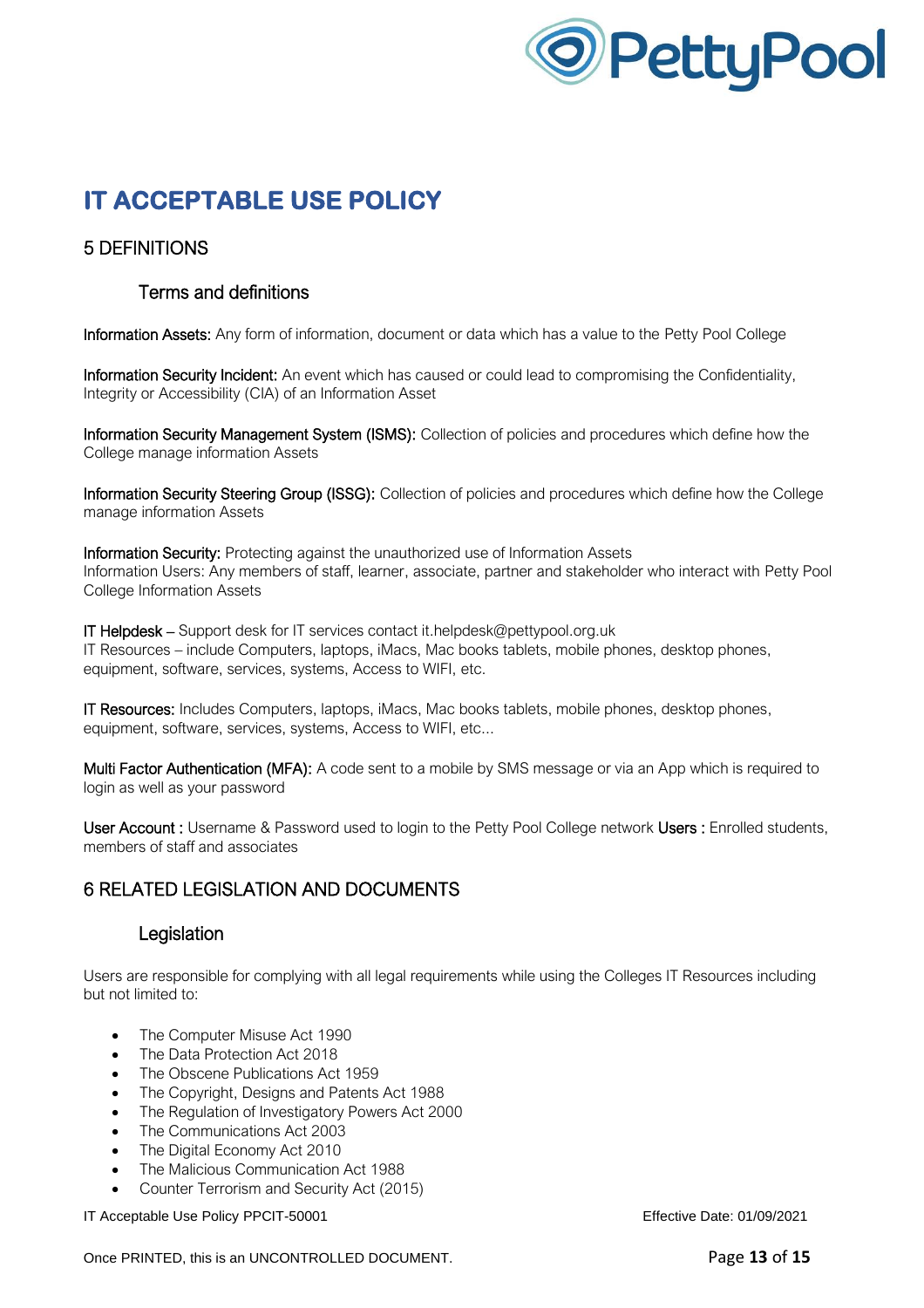# IT ACCEPTABLE USE POLICY

## 5 DEFINITIONS

### Terms and definitions

Information Assets: Any form of information, document or data which has a value to the Petty Pool College

Information Security Incident: An event which has caused or could lead to compromising the Confidentiality, Integrity or Accessibility (CIA) of an Information Asset

Information Security Management System (ISMS): Collection of policies and procedures which define how the College manage information Assets

Information Security Steering Group (ISSG): Collection of policies and procedures which define how the College manage information Assets

Information Security: Protecting against the unauthorized use of Information Assets
Information Users: Any members of staff, learner, associate, partner and stakeholder who interact with Petty Pool College Information Assets

IT Helpdesk – Support desk for IT services contact it.helpdesk@pettypool.org.uk
IT Resources – include Computers, laptops, iMacs, Mac books tablets, mobile phones, desktop phones, equipment, software, services, systems, Access to WIFI, etc.

IT Resources: Includes Computers, laptops, iMacs, Mac books tablets, mobile phones, desktop phones, equipment, software, services, systems, Access to WIFI, etc...

Multi Factor Authentication (MFA): A code sent to a mobile by SMS message or via an App which is required to login as well as your password

User Account : Username & Password used to login to the Petty Pool College network Users : Enrolled students, members of staff and associates

## 6 RELATED LEGISLATION AND DOCUMENTS

### Legislation

Users are responsible for complying with all legal requirements while using the Colleges IT Resources including but not limited to:

- The Computer Misuse Act 1990
- The Data Protection Act 2018
- The Obscene Publications Act 1959
- The Copyright, Designs and Patents Act 1988
- The Regulation of Investigatory Powers Act 2000
- The Communications Act 2003
- The Digital Economy Act 2010
- The Malicious Communication Act 1988
- Counter Terrorism and Security Act (2015)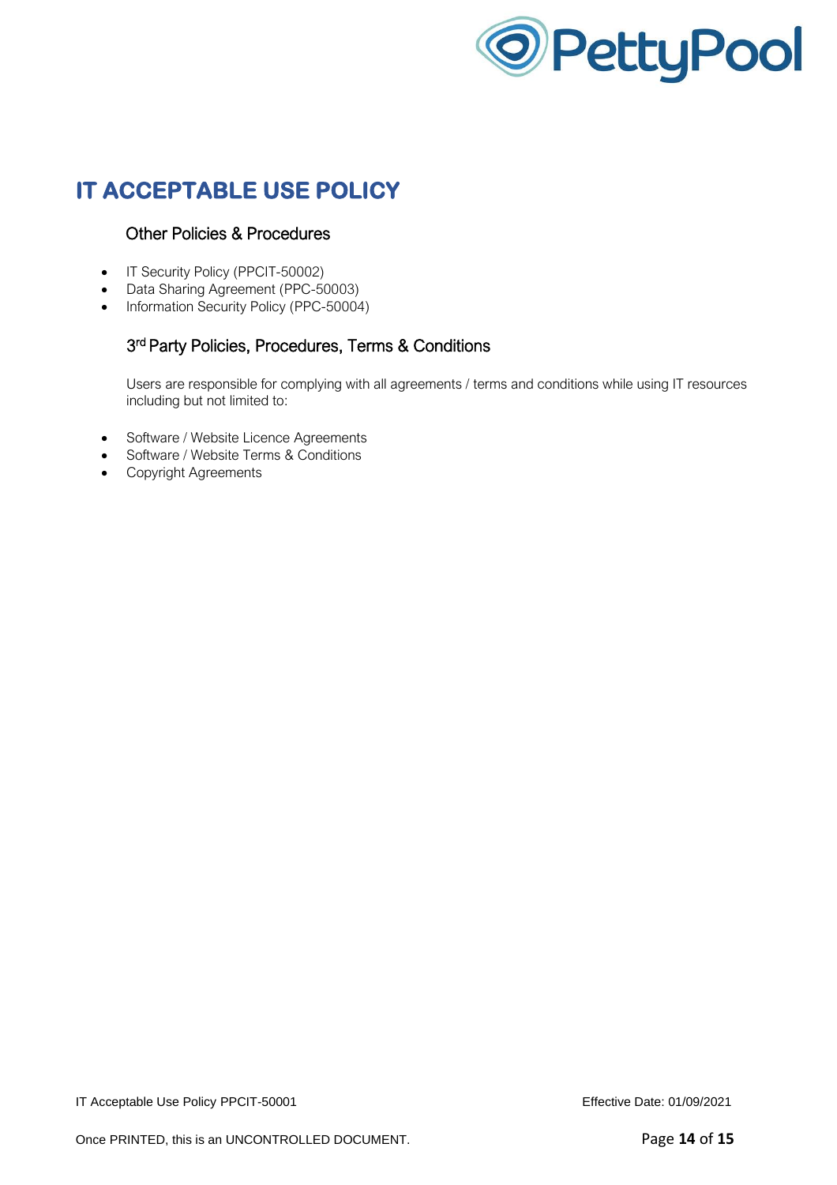# IT ACCEPTABLE USE POLICY

### Other Policies & Procedures

- IT Security Policy (PPCIT-50002)
- Data Sharing Agreement (PPC-50003)
- Information Security Policy (PPC-50004)

### 3rd Party Policies, Procedures, Terms & Conditions

Users are responsible for complying with all agreements / terms and conditions while using IT resources including but not limited to:

- Software / Website Licence Agreements
- Software / Website Terms & Conditions
- Copyright Agreements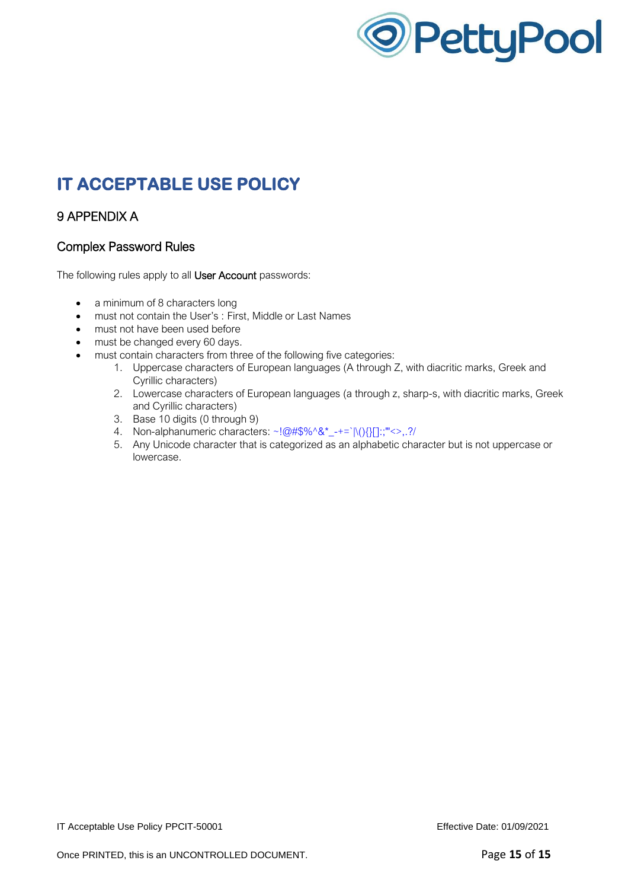# IT ACCEPTABLE USE POLICY

## 9 APPENDIX A

### Complex Password Rules

The following rules apply to all User Account passwords:

- a minimum of 8 characters long
- must not contain the User's : First, Middle or Last Names
- must not have been used before
- must be changed every 60 days.
- must contain characters from three of the following five categories:
    1. Uppercase characters of European languages (A through Z, with diacritic marks, Greek and Cyrillic characters)
    2. Lowercase characters of European languages (a through z, sharp-s, with diacritic marks, Greek and Cyrillic characters)
    3. Base 10 digits (0 through 9)
    4. Non-alphanumeric characters: ~!@#$%^&*_-+=`|\(){}[]:;"'<>,.?/
    5. Any Unicode character that is categorized as an alphabetic character but is not uppercase or lowercase.

IT Acceptable Use Policy PPCIT-50001 Effective Date: 01/09/2021

Once PRINTED, this is an UNCONTROLLED DOCUMENT.